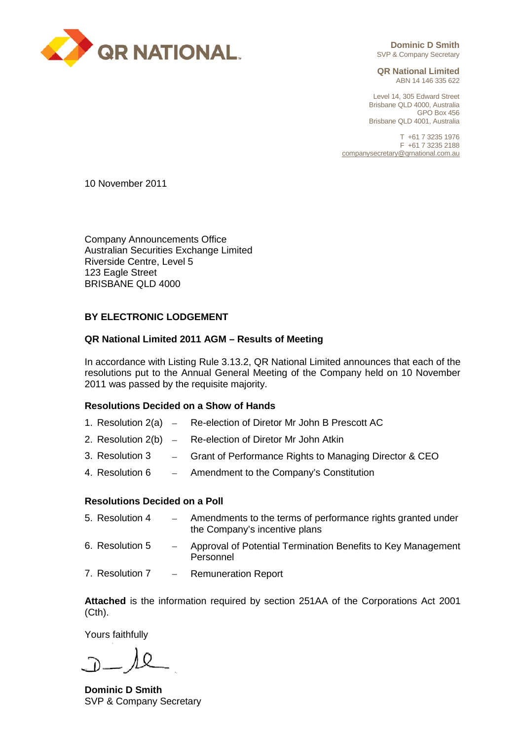QR NATIONAL

**Dominic D Smith**
SVP & Company Secretary

**QR National Limited**
ABN 14 146 335 622

Level 14, 305 Edward Street
Brisbane QLD 4000, Australia
GPO Box 456
Brisbane QLD 4001, Australia

T +61 7 3235 1976
F +61 7 3235 2188
companysecretary@qrnational.com.au

10 November 2011

Company Announcements Office
Australian Securities Exchange Limited
Riverside Centre, Level 5
123 Eagle Street
BRISBANE QLD 4000

**BY ELECTRONIC LODGEMENT**

**QR National Limited 2011 AGM – Results of Meeting**

In accordance with Listing Rule 3.13.2, QR National Limited announces that each of the resolutions put to the Annual General Meeting of the Company held on 10 November 2011 was passed by the requisite majority.

**Resolutions Decided on a Show of Hands**

1. Resolution 2(a) – Re-election of Diretor Mr John B Prescott AC
2. Resolution 2(b) – Re-election of Diretor Mr John Atkin
3. Resolution 3 – Grant of Performance Rights to Managing Director & CEO
4. Resolution 6 – Amendment to the Company's Constitution

**Resolutions Decided on a Poll**

5. Resolution 4 – Amendments to the terms of performance rights granted under the Company's incentive plans
6. Resolution 5 – Approval of Potential Termination Benefits to Key Management Personnel
7. Resolution 7 – Remuneration Report

**Attached** is the information required by section 251AA of the Corporations Act 2001 (Cth).

Yours faithfully

**Dominic D Smith**
SVP & Company Secretary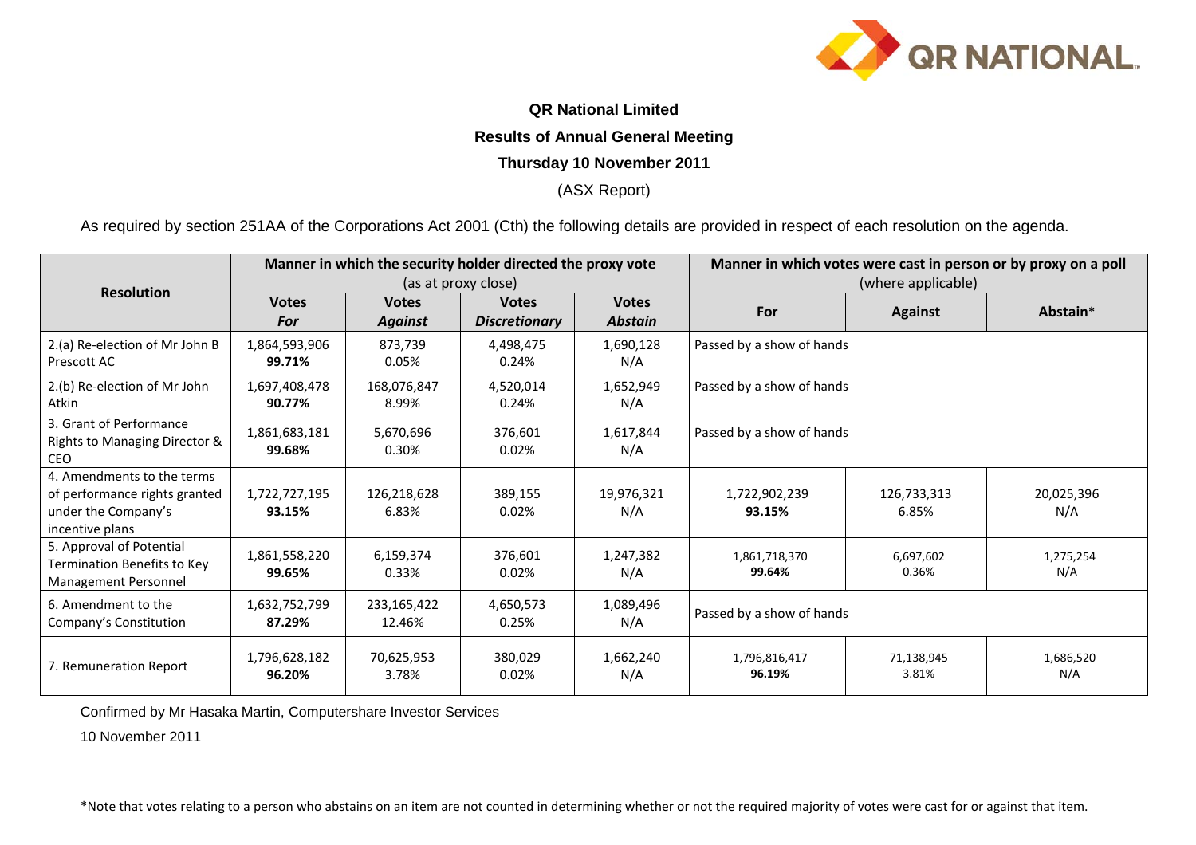**QR National Limited**

**Results of Annual General Meeting**

**Thursday 10 November 2011**

(ASX Report)

As required by section 251AA of the Corporations Act 2001 (Cth) the following details are provided in respect of each resolution on the agenda.

| Resolution | Manner in which the security holder directed the proxy vote (as at proxy close) | | | | Manner in which votes were cast in person or by proxy on a poll (where applicable) | | |
|---|---|---|---|---|---|---|---|
| | **Votes** *For* | **Votes** *Against* | **Votes** *Discretionary* | **Votes** *Abstain* | **For** | **Against** | **Abstain*** |
| 2.(a) Re-election of Mr John B Prescott AC | 1,864,593,906 **99.71%** | 873,739 0.05% | 4,498,475 0.24% | 1,690,128 N/A | Passed by a show of hands | | |
| 2.(b) Re-election of Mr John Atkin | 1,697,408,478 **90.77%** | 168,076,847 8.99% | 4,520,014 0.24% | 1,652,949 N/A | Passed by a show of hands | | |
| 3. Grant of Performance Rights to Managing Director & CEO | 1,861,683,181 **99.68%** | 5,670,696 0.30% | 376,601 0.02% | 1,617,844 N/A | Passed by a show of hands | | |
| 4. Amendments to the terms of performance rights granted under the Company's incentive plans | 1,722,727,195 **93.15%** | 126,218,628 6.83% | 389,155 0.02% | 19,976,321 N/A | 1,722,902,239 **93.15%** | 126,733,313 6.85% | 20,025,396 N/A |
| 5. Approval of Potential Termination Benefits to Key Management Personnel | 1,861,558,220 **99.65%** | 6,159,374 0.33% | 376,601 0.02% | 1,247,382 N/A | 1,861,718,370 **99.64%** | 6,697,602 0.36% | 1,275,254 N/A |
| 6. Amendment to the Company's Constitution | 1,632,752,799 **87.29%** | 233,165,422 12.46% | 4,650,573 0.25% | 1,089,496 N/A | Passed by a show of hands | | |
| 7. Remuneration Report | 1,796,628,182 **96.20%** | 70,625,953 3.78% | 380,029 0.02% | 1,662,240 N/A | 1,796,816,417 **96.19%** | 71,138,945 3.81% | 1,686,520 N/A |

Confirmed by Mr Hasaka Martin, Computershare Investor Services

10 November 2011

*Note that votes relating to a person who abstains on an item are not counted in determining whether or not the required majority of votes were cast for or against that item.